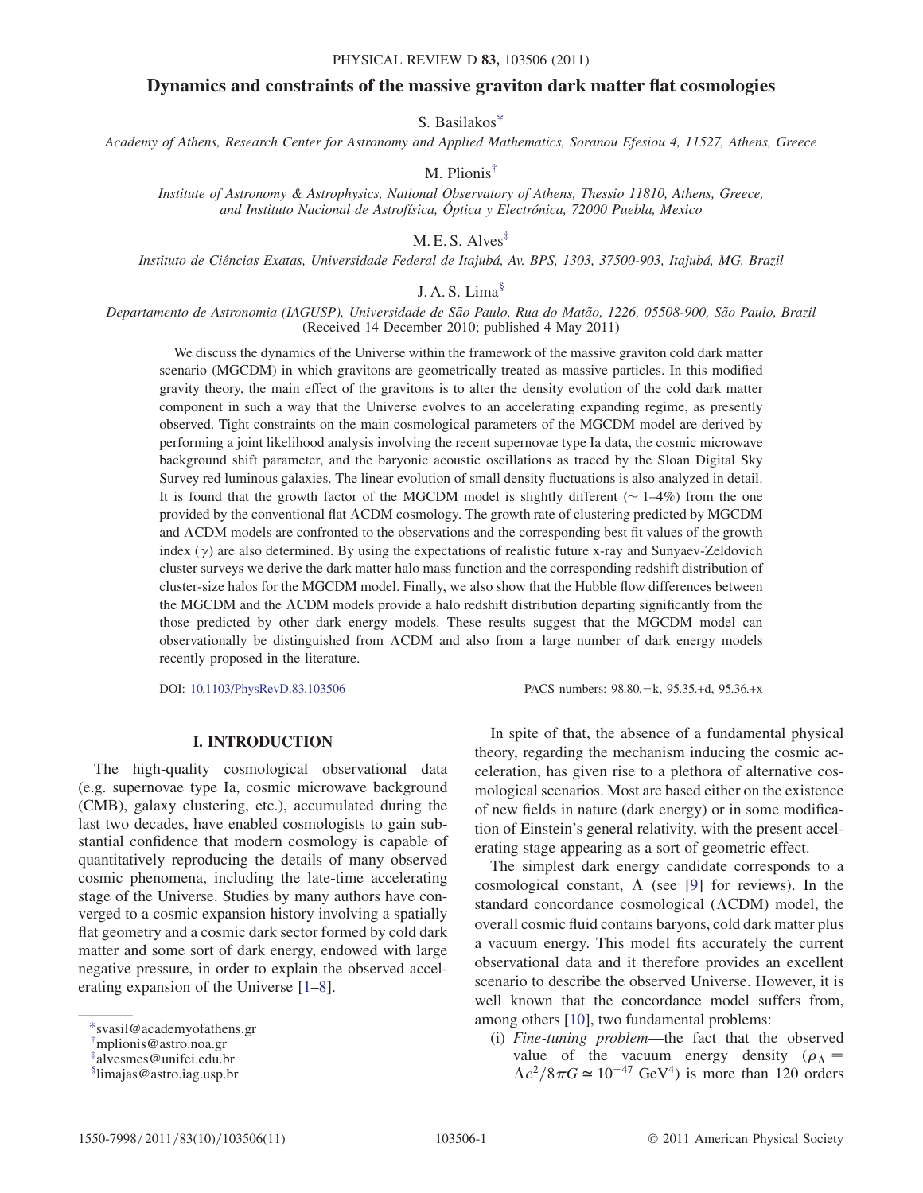# Dynamics and constraints of the massive graviton dark matter flat cosmologies

S. Basilakos[*]

*Academy of Athens, Research Center for Astronomy and Applied Mathematics, Soranou Efesiou 4, 11527, Athens, Greece*

M. Plionis[†]

*Institute of Astronomy & Astrophysics, National Observatory of Athens, Thessio 11810, Athens, Greece, and Instituto Nacional de Astrofísica, Óptica y Electrónica, 72000 Puebla, Mexico*

M. E. S. Alves[‡]

*Instituto de Ciências Exatas, Universidade Federal de Itajubá, Av. BPS, 1303, 37500-903, Itajubá, MG, Brazil*

J. A. S. Lima[§]

*Departamento de Astronomia (IAGUSP), Universidade de São Paulo, Rua do Matão, 1226, 05508-900, São Paulo, Brazil*
(Received 14 December 2010; published 4 May 2011)

We discuss the dynamics of the Universe within the framework of the massive graviton cold dark matter scenario (MGCDM) in which gravitons are geometrically treated as massive particles. In this modified gravity theory, the main effect of the gravitons is to alter the density evolution of the cold dark matter component in such a way that the Universe evolves to an accelerating expanding regime, as presently observed. Tight constraints on the main cosmological parameters of the MGCDM model are derived by performing a joint likelihood analysis involving the recent supernovae type Ia data, the cosmic microwave background shift parameter, and the baryonic acoustic oscillations as traced by the Sloan Digital Sky Survey red luminous galaxies. The linear evolution of small density fluctuations is also analyzed in detail. It is found that the growth factor of the MGCDM model is slightly different ($\sim 1$–$4\%$) from the one provided by the conventional flat ΛCDM cosmology. The growth rate of clustering predicted by MGCDM and ΛCDM models are confronted to the observations and the corresponding best fit values of the growth index ($\gamma$) are also determined. By using the expectations of realistic future x-ray and Sunyaev-Zeldovich cluster surveys we derive the dark matter halo mass function and the corresponding redshift distribution of cluster-size halos for the MGCDM model. Finally, we also show that the Hubble flow differences between the MGCDM and the ΛCDM models provide a halo redshift distribution departing significantly from the those predicted by other dark energy models. These results suggest that the MGCDM model can observationally be distinguished from ΛCDM and also from a large number of dark energy models recently proposed in the literature.

DOI: 10.1103/PhysRevD.83.103506 PACS numbers: 98.80.−k, 95.35.+d, 95.36.+x

## I. INTRODUCTION

The high-quality cosmological observational data (e.g. supernovae type Ia, cosmic microwave background (CMB), galaxy clustering, etc.), accumulated during the last two decades, have enabled cosmologists to gain substantial confidence that modern cosmology is capable of quantitatively reproducing the details of many observed cosmic phenomena, including the late-time accelerating stage of the Universe. Studies by many authors have converged to a cosmic expansion history involving a spatially flat geometry and a cosmic dark sector formed by cold dark matter and some sort of dark energy, endowed with large negative pressure, in order to explain the observed accelerating expansion of the Universe [1–8].

In spite of that, the absence of a fundamental physical theory, regarding the mechanism inducing the cosmic acceleration, has given rise to a plethora of alternative cosmological scenarios. Most are based either on the existence of new fields in nature (dark energy) or in some modification of Einstein's general relativity, with the present accelerating stage appearing as a sort of geometric effect.

The simplest dark energy candidate corresponds to a cosmological constant, Λ (see [9] for reviews). In the standard concordance cosmological (ΛCDM) model, the overall cosmic fluid contains baryons, cold dark matter plus a vacuum energy. This model fits accurately the current observational data and it therefore provides an excellent scenario to describe the observed Universe. However, it is well known that the concordance model suffers from, among others [10], two fundamental problems:

(i) *Fine-tuning problem*—the fact that the observed value of the vacuum energy density ($\rho_\Lambda = \Lambda c^2/8\pi G \simeq 10^{-47}$ GeV$^4$) is more than 120 orders

[*]svasil@academyofathens.gr
[†]mplionis@astro.noa.gr
[‡]alvesmes@unifei.edu.br
[§]limajas@astro.iag.usp.br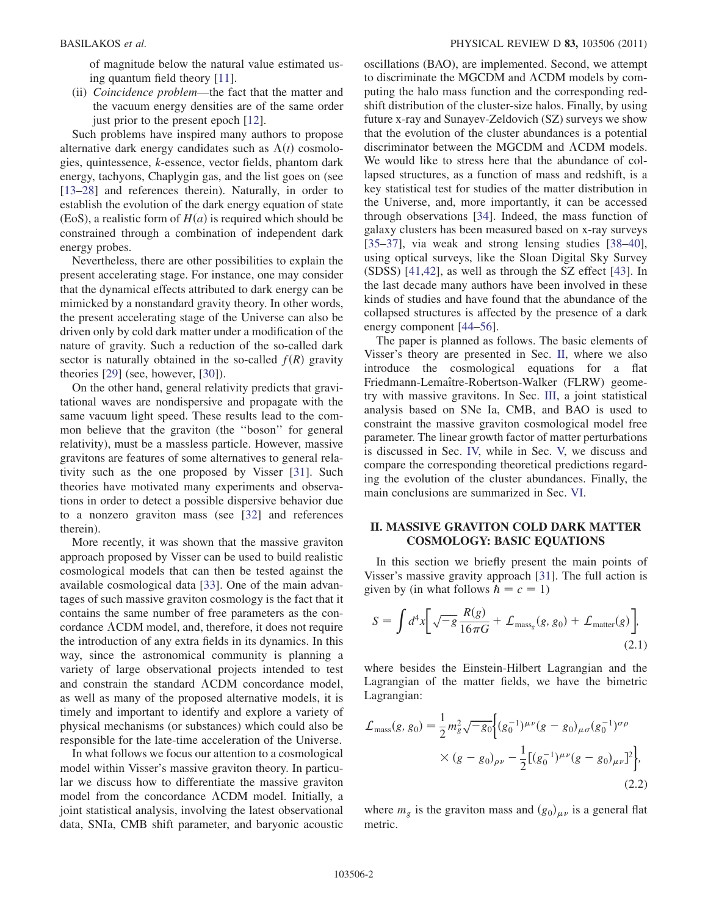of magnitude below the natural value estimated using quantum field theory [11].

(ii) *Coincidence problem*—the fact that the matter and the vacuum energy densities are of the same order just prior to the present epoch [12].

Such problems have inspired many authors to propose alternative dark energy candidates such as $\Lambda(t)$ cosmologies, quintessence, $k$-essence, vector fields, phantom dark energy, tachyons, Chaplygin gas, and the list goes on (see [13–28] and references therein). Naturally, in order to establish the evolution of the dark energy equation of state (EoS), a realistic form of $H(a)$ is required which should be constrained through a combination of independent dark energy probes.

Nevertheless, there are other possibilities to explain the present accelerating stage. For instance, one may consider that the dynamical effects attributed to dark energy can be mimicked by a nonstandard gravity theory. In other words, the present accelerating stage of the Universe can also be driven only by cold dark matter under a modification of the nature of gravity. Such a reduction of the so-called dark sector is naturally obtained in the so-called $f(R)$ gravity theories [29] (see, however, [30]).

On the other hand, general relativity predicts that gravitational waves are nondispersive and propagate with the same vacuum light speed. These results lead to the common believe that the graviton (the "boson" for general relativity), must be a massless particle. However, massive gravitons are features of some alternatives to general relativity such as the one proposed by Visser [31]. Such theories have motivated many experiments and observations in order to detect a possible dispersive behavior due to a nonzero graviton mass (see [32] and references therein).

More recently, it was shown that the massive graviton approach proposed by Visser can be used to build realistic cosmological models that can then be tested against the available cosmological data [33]. One of the main advantages of such massive graviton cosmology is the fact that it contains the same number of free parameters as the concordance $\Lambda$CDM model, and, therefore, it does not require the introduction of any extra fields in its dynamics. In this way, since the astronomical community is planning a variety of large observational projects intended to test and constrain the standard $\Lambda$CDM concordance model, as well as many of the proposed alternative models, it is timely and important to identify and explore a variety of physical mechanisms (or substances) which could also be responsible for the late-time acceleration of the Universe.

In what follows we focus our attention to a cosmological model within Visser's massive graviton theory. In particular we discuss how to differentiate the massive graviton model from the concordance $\Lambda$CDM model. Initially, a joint statistical analysis, involving the latest observational data, SNIa, CMB shift parameter, and baryonic acoustic oscillations (BAO), are implemented. Second, we attempt to discriminate the MGCDM and $\Lambda$CDM models by computing the halo mass function and the corresponding redshift distribution of the cluster-size halos. Finally, by using future x-ray and Sunayev-Zeldovich (SZ) surveys we show that the evolution of the cluster abundances is a potential discriminator between the MGCDM and $\Lambda$CDM models. We would like to stress here that the abundance of collapsed structures, as a function of mass and redshift, is a key statistical test for studies of the matter distribution in the Universe, and, more importantly, it can be accessed through observations [34]. Indeed, the mass function of galaxy clusters has been measured based on x-ray surveys [35–37], via weak and strong lensing studies [38–40], using optical surveys, like the Sloan Digital Sky Survey (SDSS) [41,42], as well as through the SZ effect [43]. In the last decade many authors have been involved in these kinds of studies and have found that the abundance of the collapsed structures is affected by the presence of a dark energy component [44–56].

The paper is planned as follows. The basic elements of Visser's theory are presented in Sec. II, where we also introduce the cosmological equations for a flat Friedmann-Lemaître-Robertson-Walker (FLRW) geometry with massive gravitons. In Sec. III, a joint statistical analysis based on SNe Ia, CMB, and BAO is used to constraint the massive graviton cosmological model free parameter. The linear growth factor of matter perturbations is discussed in Sec. IV, while in Sec. V, we discuss and compare the corresponding theoretical predictions regarding the evolution of the cluster abundances. Finally, the main conclusions are summarized in Sec. VI.

## II. MASSIVE GRAVITON COLD DARK MATTER COSMOLOGY: BASIC EQUATIONS

In this section we briefly present the main points of Visser's massive gravity approach [31]. The full action is given by (in what follows $\hbar = c = 1$)

$$S = \int d^4x\left[\sqrt{-g}\,\frac{R(g)}{16\pi G} + \mathcal{L}_{\mathrm{mass}_g}(g, g_0) + \mathcal{L}_{\mathrm{matter}}(g)\right], \tag{2.1}$$

where besides the Einstein-Hilbert Lagrangian and the Lagrangian of the matter fields, we have the bimetric Lagrangian:

$$\mathcal{L}_{\mathrm{mass}}(g, g_0) = \frac{1}{2}m_g^2\sqrt{-g_0}\Big\{(g_0^{-1})^{\mu\nu}(g - g_0)_{\mu\sigma}(g_0^{-1})^{\sigma\rho} \times (g - g_0)_{\rho\nu} - \frac{1}{2}[(g_0^{-1})^{\mu\nu}(g - g_0)_{\mu\nu}]^2\Big\}, \tag{2.2}$$

where $m_g$ is the graviton mass and $(g_0)_{\mu\nu}$ is a general flat metric.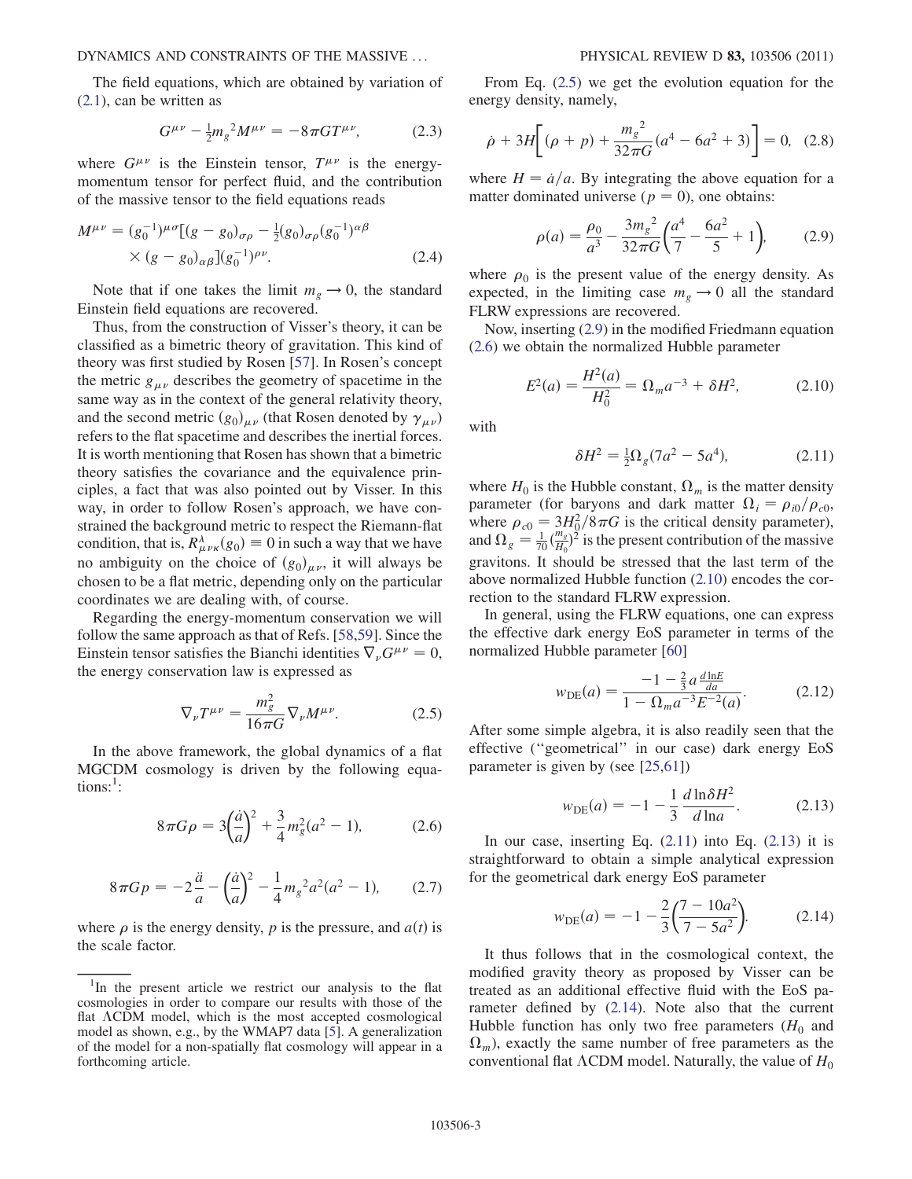The field equations, which are obtained by variation of (2.1), can be written as

$$G^{\mu\nu} - \frac{1}{2}m_g{}^2 M^{\mu\nu} = -8\pi G T^{\mu\nu}, \tag{2.3}$$

where $G^{\mu\nu}$ is the Einstein tensor, $T^{\mu\nu}$ is the energy-momentum tensor for perfect fluid, and the contribution of the massive tensor to the field equations reads

$$M^{\mu\nu} = (g_0^{-1})^{\mu\sigma}[(g - g_0)_{\sigma\rho} - \tfrac{1}{2}(g_0)_{\sigma\rho}(g_0^{-1})^{\alpha\beta} \times (g - g_0)_{\alpha\beta}](g_0^{-1})^{\rho\nu}. \tag{2.4}$$

Note that if one takes the limit $m_g \to 0$, the standard Einstein field equations are recovered.

Thus, from the construction of Visser's theory, it can be classified as a bimetric theory of gravitation. This kind of theory was first studied by Rosen [57]. In Rosen's concept the metric $g_{\mu\nu}$ describes the geometry of spacetime in the same way as in the context of the general relativity theory, and the second metric $(g_0)_{\mu\nu}$ (that Rosen denoted by $\gamma_{\mu\nu}$) refers to the flat spacetime and describes the inertial forces. It is worth mentioning that Rosen has shown that a bimetric theory satisfies the covariance and the equivalence principles, a fact that was also pointed out by Visser. In this way, in order to follow Rosen's approach, we have constrained the background metric to respect the Riemann-flat condition, that is, $R^{\lambda}_{\ \mu\nu\kappa}(g_0) \equiv 0$ in such a way that we have no ambiguity on the choice of $(g_0)_{\mu\nu}$, it will always be chosen to be a flat metric, depending only on the particular coordinates we are dealing with, of course.

Regarding the energy-momentum conservation we will follow the same approach as that of Refs. [58,59]. Since the Einstein tensor satisfies the Bianchi identities $\nabla_\nu G^{\mu\nu} = 0$, the energy conservation law is expressed as

$$\nabla_\nu T^{\mu\nu} = \frac{m_g^2}{16\pi G}\nabla_\nu M^{\mu\nu}. \tag{2.5}$$

In the above framework, the global dynamics of a flat MGCDM cosmology is driven by the following equations:[1]:

$$8\pi G\rho = 3\left(\frac{\dot{a}}{a}\right)^2 + \frac{3}{4}m_g^2(a^2 - 1), \tag{2.6}$$

$$8\pi G p = -2\frac{\ddot{a}}{a} - \left(\frac{\dot{a}}{a}\right)^2 - \frac{1}{4}m_g{}^2 a^2(a^2 - 1), \tag{2.7}$$

where $\rho$ is the energy density, $p$ is the pressure, and $a(t)$ is the scale factor.

[1]In the present article we restrict our analysis to the flat cosmologies in order to compare our results with those of the flat ΛCDM model, which is the most accepted cosmological model as shown, e.g., by the WMAP7 data [5]. A generalization of the model for a non-spatially flat cosmology will appear in a forthcoming article.

From Eq. (2.5) we get the evolution equation for the energy density, namely,

$$\dot{\rho} + 3H\left[(\rho + p) + \frac{m_g{}^2}{32\pi G}(a^4 - 6a^2 + 3)\right] = 0, \tag{2.8}$$

where $H = \dot{a}/a$. By integrating the above equation for a matter dominated universe ($p = 0$), one obtains:

$$\rho(a) = \frac{\rho_0}{a^3} - \frac{3m_g{}^2}{32\pi G}\left(\frac{a^4}{7} - \frac{6a^2}{5} + 1\right), \tag{2.9}$$

where $\rho_0$ is the present value of the energy density. As expected, in the limiting case $m_g \to 0$ all the standard FLRW expressions are recovered.

Now, inserting (2.9) in the modified Friedmann equation (2.6) we obtain the normalized Hubble parameter

$$E^2(a) = \frac{H^2(a)}{H_0^2} = \Omega_m a^{-3} + \delta H^2, \tag{2.10}$$

with

$$\delta H^2 = \tfrac{1}{2}\Omega_g(7a^2 - 5a^4), \tag{2.11}$$

where $H_0$ is the Hubble constant, $\Omega_m$ is the matter density parameter (for baryons and dark matter $\Omega_i = \rho_{i0}/\rho_{c0}$, where $\rho_{c0} = 3H_0^2/8\pi G$ is the critical density parameter), and $\Omega_g = \frac{1}{70}(\frac{m_g}{H_0})^2$ is the present contribution of the massive gravitons. It should be stressed that the last term of the above normalized Hubble function (2.10) encodes the correction to the standard FLRW expression.

In general, using the FLRW equations, one can express the effective dark energy EoS parameter in terms of the normalized Hubble parameter [60]

$$w_{\rm DE}(a) = \frac{-1 - \frac{2}{3}a\frac{d\ln E}{da}}{1 - \Omega_m a^{-3}E^{-2}(a)}. \tag{2.12}$$

After some simple algebra, it is also readily seen that the effective ("geometrical" in our case) dark energy EoS parameter is given by (see [25,61])

$$w_{\rm DE}(a) = -1 - \frac{1}{3}\frac{d\ln\delta H^2}{d\ln a}. \tag{2.13}$$

In our case, inserting Eq. (2.11) into Eq. (2.13) it is straightforward to obtain a simple analytical expression for the geometrical dark energy EoS parameter

$$w_{\rm DE}(a) = -1 - \frac{2}{3}\left(\frac{7 - 10a^2}{7 - 5a^2}\right). \tag{2.14}$$

It thus follows that in the cosmological context, the modified gravity theory as proposed by Visser can be treated as an additional effective fluid with the EoS parameter defined by (2.14). Note also that the current Hubble function has only two free parameters ($H_0$ and $\Omega_m$), exactly the same number of free parameters as the conventional flat ΛCDM model. Naturally, the value of $H_0$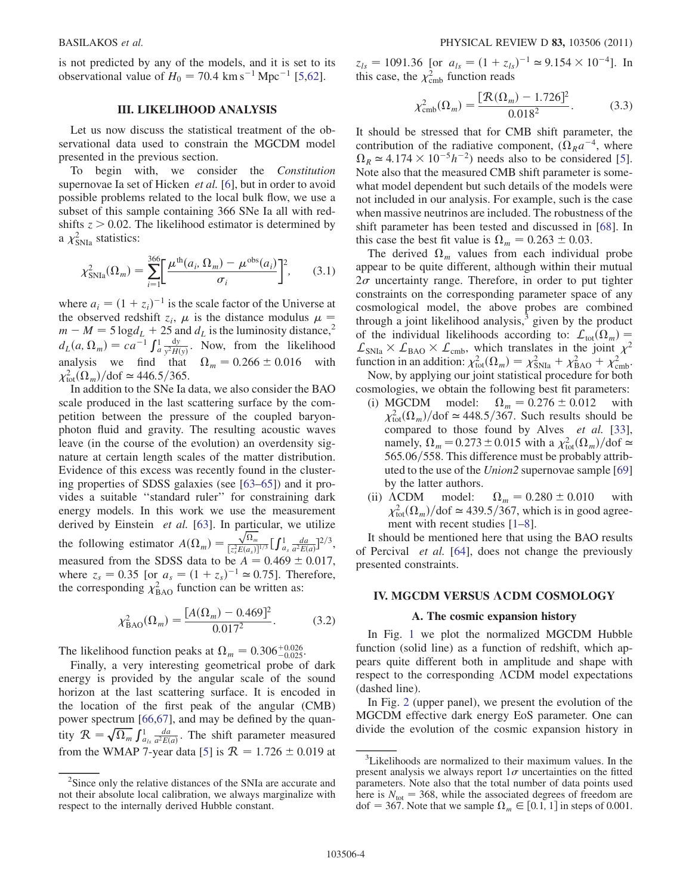is not predicted by any of the models, and it is set to its observational value of $H_0 = 70.4\ \mathrm{km\,s^{-1}\,Mpc^{-1}}$ [5,62].

## III. LIKELIHOOD ANALYSIS

Let us now discuss the statistical treatment of the observational data used to constrain the MGCDM model presented in the previous section.

To begin with, we consider the *Constitution* supernovae Ia set of Hicken *et al.* [6], but in order to avoid possible problems related to the local bulk flow, we use a subset of this sample containing 366 SNe Ia all with redshifts $z > 0.02$. The likelihood estimator is determined by a $\chi^2_{\mathrm{SNIa}}$ statistics:

$$\chi^2_{\mathrm{SNIa}}(\Omega_m) = \sum_{i=1}^{366}\left[\frac{\mu^{\mathrm{th}}(a_i, \Omega_m) - \mu^{\mathrm{obs}}(a_i)}{\sigma_i}\right]^2, \qquad (3.1)$$

where $a_i = (1+z_i)^{-1}$ is the scale factor of the Universe at the observed redshift $z_i$, $\mu$ is the distance modulus $\mu = m - M = 5\log d_L + 25$ and $d_L$ is the luminosity distance,[2] $d_L(a, \Omega_m) = ca^{-1}\int_a^1 \frac{dy}{y^2 H(y)}$. Now, from the likelihood analysis we find that $\Omega_m = 0.266 \pm 0.016$ with $\chi^2_{\mathrm{tot}}(\Omega_m)/\mathrm{dof} \simeq 446.5/365$.

In addition to the SNe Ia data, we also consider the BAO scale produced in the last scattering surface by the competition between the pressure of the coupled baryon-photon fluid and gravity. The resulting acoustic waves leave (in the course of the evolution) an overdensity signature at certain length scales of the matter distribution. Evidence of this excess was recently found in the clustering properties of SDSS galaxies (see [63–65]) and it provides a suitable "standard ruler" for constraining dark energy models. In this work we use the measurement derived by Einstein *et al.* [63]. In particular, we utilize the following estimator $A(\Omega_m) = \frac{\sqrt{\Omega_m}}{[z_s^2 E(a_s)]^{1/3}}\left[\int_{a_s}^1 \frac{da}{a^2 E(a)}\right]^{2/3}$, measured from the SDSS data to be $A = 0.469 \pm 0.017$, where $z_s = 0.35$ [or $a_s = (1+z_s)^{-1} \simeq 0.75$]. Therefore, the corresponding $\chi^2_{\mathrm{BAO}}$ function can be written as:

$$\chi^2_{\mathrm{BAO}}(\Omega_m) = \frac{[A(\Omega_m) - 0.469]^2}{0.017^2}. \qquad (3.2)$$

The likelihood function peaks at $\Omega_m = 0.306^{+0.026}_{-0.025}$.

Finally, a very interesting geometrical probe of dark energy is provided by the angular scale of the sound horizon at the last scattering surface. It is encoded in the location of the first peak of the angular (CMB) power spectrum [66,67], and may be defined by the quantity $\mathcal{R} = \sqrt{\Omega_m}\int_{a_{ls}}^1 \frac{da}{a^2 E(a)}$. The shift parameter measured from the WMAP 7-year data [5] is $\mathcal{R} = 1.726 \pm 0.019$ at $z_{ls} = 1091.36$ [or $a_{ls} = (1+z_{ls})^{-1} \simeq 9.154 \times 10^{-4}$]. In this case, the $\chi^2_{\mathrm{cmb}}$ function reads

$$\chi^2_{\mathrm{cmb}}(\Omega_m) = \frac{[\mathcal{R}(\Omega_m) - 1.726]^2}{0.018^2}. \qquad (3.3)$$

It should be stressed that for CMB shift parameter, the contribution of the radiative component, ($\Omega_R a^{-4}$, where $\Omega_R \simeq 4.174 \times 10^{-5} h^{-2}$) needs also to be considered [5]. Note also that the measured CMB shift parameter is somewhat model dependent but such details of the models were not included in our analysis. For example, such is the case when massive neutrinos are included. The robustness of the shift parameter has been tested and discussed in [68]. In this case the best fit value is $\Omega_m = 0.263 \pm 0.03$.

The derived $\Omega_m$ values from each individual probe appear to be quite different, although within their mutual $2\sigma$ uncertainty range. Therefore, in order to put tighter constraints on the corresponding parameter space of any cosmological model, the above probes are combined through a joint likelihood analysis,[3] given by the product of the individual likelihoods according to: $\mathcal{L}_{\mathrm{tot}}(\Omega_m) = \mathcal{L}_{\mathrm{SNIa}} \times \mathcal{L}_{\mathrm{BAO}} \times \mathcal{L}_{\mathrm{cmb}}$, which translates in the joint $\chi^2$ function in an addition: $\chi^2_{\mathrm{tot}}(\Omega_m) = \chi^2_{\mathrm{SNIa}} + \chi^2_{\mathrm{BAO}} + \chi^2_{\mathrm{cmb}}$.

Now, by applying our joint statistical procedure for both cosmologies, we obtain the following best fit parameters:

- (i) MGCDM model: $\Omega_m = 0.276 \pm 0.012$ with $\chi^2_{\mathrm{tot}}(\Omega_m)/\mathrm{dof} \simeq 448.5/367$. Such results should be compared to those found by Alves *et al.* [33], namely, $\Omega_m = 0.273 \pm 0.015$ with a $\chi^2_{\mathrm{tot}}(\Omega_m)/\mathrm{dof} \simeq 565.06/558$. This difference must be probably attributed to the use of the *Union2* supernovae sample [69] by the latter authors.
- (ii) ΛCDM model: $\Omega_m = 0.280 \pm 0.010$ with $\chi^2_{\mathrm{tot}}(\Omega_m)/\mathrm{dof} \simeq 439.5/367$, which is in good agreement with recent studies [1–8].

It should be mentioned here that using the BAO results of Percival *et al.* [64], does not change the previously presented constraints.

## IV. MGCDM VERSUS ΛCDM COSMOLOGY

### A. The cosmic expansion history

In Fig. 1 we plot the normalized MGCDM Hubble function (solid line) as a function of redshift, which appears quite different both in amplitude and shape with respect to the corresponding ΛCDM model expectations (dashed line).

In Fig. 2 (upper panel), we present the evolution of the MGCDM effective dark energy EoS parameter. One can divide the evolution of the cosmic expansion history in

---

[2] Since only the relative distances of the SNIa are accurate and not their absolute local calibration, we always marginalize with respect to the internally derived Hubble constant.

[3] Likelihoods are normalized to their maximum values. In the present analysis we always report $1\sigma$ uncertainties on the fitted parameters. Note also that the total number of data points used here is $N_{\mathrm{tot}} = 368$, while the associated degrees of freedom are $\mathrm{dof} = 367$. Note that we sample $\Omega_m \in [0.1, 1]$ in steps of 0.001.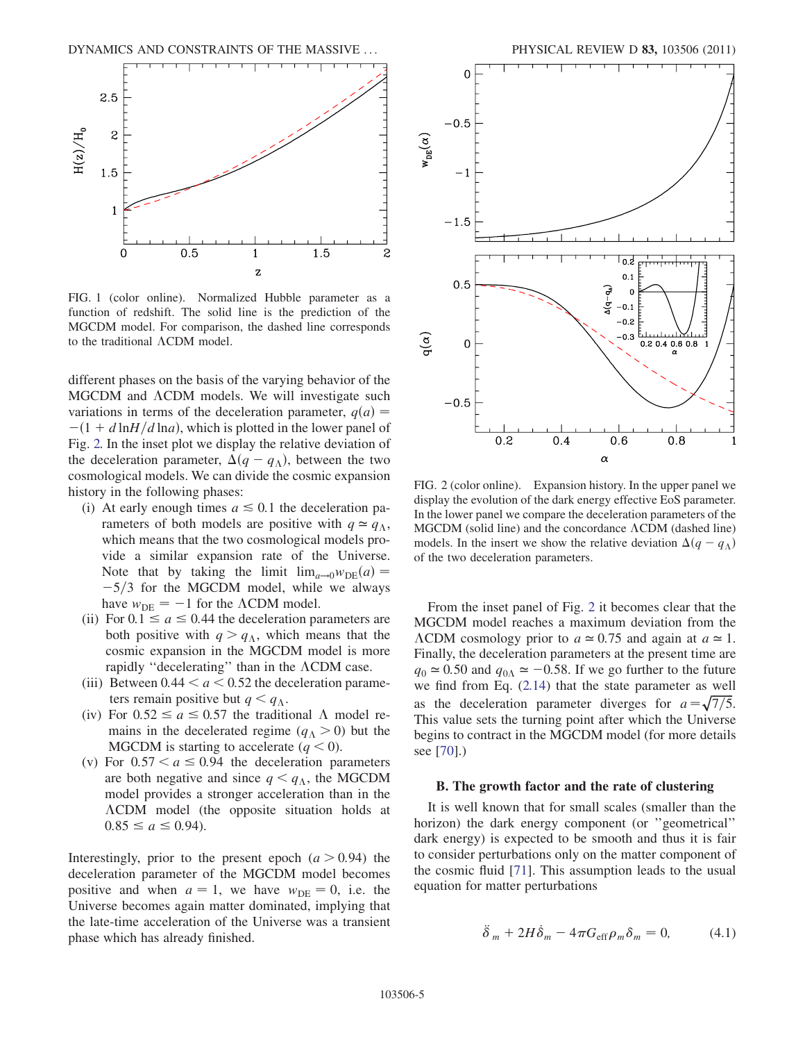FIG. 1 (color online). Normalized Hubble parameter as a function of redshift. The solid line is the prediction of the MGCDM model. For comparison, the dashed line corresponds to the traditional ΛCDM model.

different phases on the basis of the varying behavior of the MGCDM and ΛCDM models. We will investigate such variations in terms of the deceleration parameter, $q(a) = -(1 + d\ln H/d\ln a)$, which is plotted in the lower panel of Fig. 2. In the inset plot we display the relative deviation of the deceleration parameter, $\Delta(q - q_\Lambda)$, between the two cosmological models. We can divide the cosmic expansion history in the following phases:

(i) At early enough times $a \lesssim 0.1$ the deceleration parameters of both models are positive with $q \simeq q_\Lambda$, which means that the two cosmological models provide a similar expansion rate of the Universe. Note that by taking the limit $\lim_{a\to 0} w_{\rm DE}(a) = -5/3$ for the MGCDM model, while we always have $w_{\rm DE} = -1$ for the ΛCDM model.

(ii) For $0.1 \leq a \leq 0.44$ the deceleration parameters are both positive with $q > q_\Lambda$, which means that the cosmic expansion in the MGCDM model is more rapidly "decelerating" than in the ΛCDM case.

(iii) Between $0.44 < a < 0.52$ the deceleration parameters remain positive but $q < q_\Lambda$.

(iv) For $0.52 \leq a \leq 0.57$ the traditional Λ model remains in the decelerated regime ($q_\Lambda > 0$) but the MGCDM is starting to accelerate ($q < 0$).

(v) For $0.57 < a \leq 0.94$ the deceleration parameters are both negative and since $q < q_\Lambda$, the MGCDM model provides a stronger acceleration than in the ΛCDM model (the opposite situation holds at $0.85 \leq a \leq 0.94$).

Interestingly, prior to the present epoch ($a > 0.94$) the deceleration parameter of the MGCDM model becomes positive and when $a = 1$, we have $w_{\rm DE} = 0$, i.e. the Universe becomes again matter dominated, implying that the late-time acceleration of the Universe was a transient phase which has already finished.

FIG. 2 (color online). Expansion history. In the upper panel we display the evolution of the dark energy effective EoS parameter. In the lower panel we compare the deceleration parameters of the MGCDM (solid line) and the concordance ΛCDM (dashed line) models. In the insert we show the relative deviation $\Delta(q - q_\Lambda)$ of the two deceleration parameters.

From the inset panel of Fig. 2 it becomes clear that the MGCDM model reaches a maximum deviation from the ΛCDM cosmology prior to $a \simeq 0.75$ and again at $a \simeq 1$. Finally, the deceleration parameters at the present time are $q_0 \simeq 0.50$ and $q_{0\Lambda} \simeq -0.58$. If we go further to the future we find from Eq. (2.14) that the state parameter as well as the deceleration parameter diverges for $a = \sqrt{7/5}$. This value sets the turning point after which the Universe begins to contract in the MGCDM model (for more details see [70].)

### B. The growth factor and the rate of clustering

It is well known that for small scales (smaller than the horizon) the dark energy component (or "geometrical" dark energy) is expected to be smooth and thus it is fair to consider perturbations only on the matter component of the cosmic fluid [71]. This assumption leads to the usual equation for matter perturbations

$$\ddot{\delta}_m + 2H\dot{\delta}_m - 4\pi G_{\rm eff}\rho_m\delta_m = 0, \tag{4.1}$$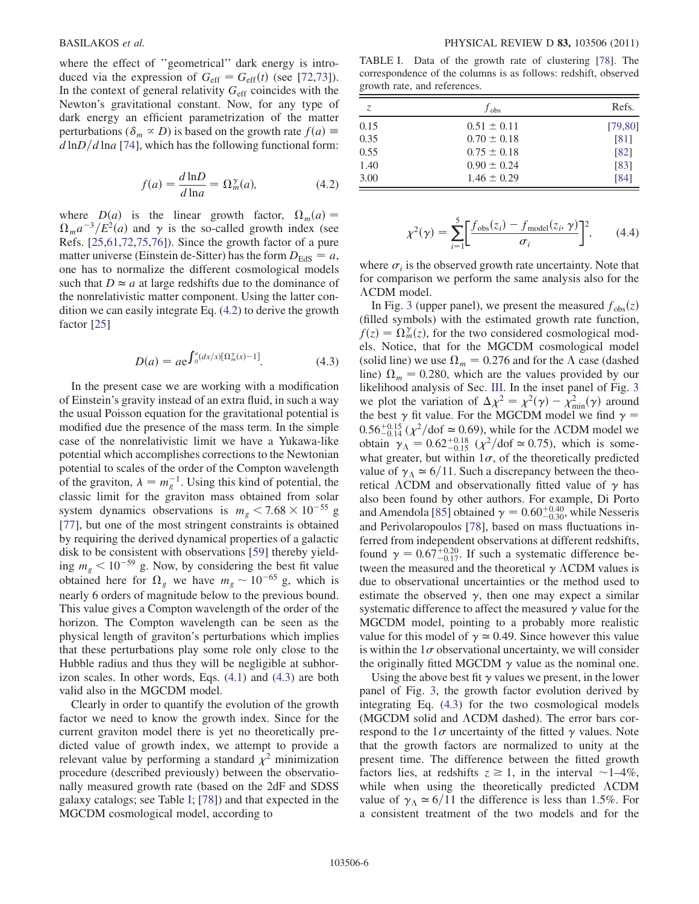where the effect of "geometrical" dark energy is introduced via the expression of $G_{\rm eff} = G_{\rm eff}(t)$ (see [72,73]). In the context of general relativity $G_{\rm eff}$ coincides with the Newton's gravitational constant. Now, for any type of dark energy an efficient parametrization of the matter perturbations ($\delta_m \propto D$) is based on the growth rate $f(a) \equiv d\ln D/d\ln a$ [74], which has the following functional form:

$$f(a) = \frac{d\ln D}{d\ln a} = \Omega_m^{\gamma}(a), \tag{4.2}$$

where $D(a)$ is the linear growth factor, $\Omega_m(a) = \Omega_m a^{-3}/E^2(a)$ and $\gamma$ is the so-called growth index (see Refs. [25,61,72,75,76]). Since the growth factor of a pure matter universe (Einstein de-Sitter) has the form $D_{\rm EdS} = a$, one has to normalize the different cosmological models such that $D \simeq a$ at large redshifts due to the dominance of the nonrelativistic matter component. Using the latter condition we can easily integrate Eq. (4.2) to derive the growth factor [25]

$$D(a) = a e^{\int_0^a (dx/x)[\Omega_m^{\gamma}(x) - 1]}. \tag{4.3}$$

In the present case we are working with a modification of Einstein's gravity instead of an extra fluid, in such a way the usual Poisson equation for the gravitational potential is modified due the presence of the mass term. In the simple case of the nonrelativistic limit we have a Yukawa-like potential which accomplishes corrections to the Newtonian potential to scales of the order of the Compton wavelength of the graviton, $\lambda = m_g^{-1}$. Using this kind of potential, the classic limit for the graviton mass obtained from solar system dynamics observations is $m_g < 7.68 \times 10^{-55}$ g [77], but one of the most stringent constraints is obtained by requiring the derived dynamical properties of a galactic disk to be consistent with observations [59] thereby yielding $m_g < 10^{-59}$ g. Now, by considering the best fit value obtained here for $\Omega_g$ we have $m_g \sim 10^{-65}$ g, which is nearly 6 orders of magnitude below to the previous bound. This value gives a Compton wavelength of the order of the horizon. The Compton wavelength can be seen as the physical length of graviton's perturbations which implies that these perturbations play some role only close to the Hubble radius and thus they will be negligible at subhorizon scales. In other words, Eqs. (4.1) and (4.3) are both valid also in the MGCDM model.

Clearly in order to quantify the evolution of the growth factor we need to know the growth index. Since for the current graviton model there is yet no theoretically predicted value of growth index, we attempt to provide a relevant value by performing a standard $\chi^2$ minimization procedure (described previously) between the observationally measured growth rate (based on the 2dF and SDSS galaxy catalogs; see Table I; [78]) and that expected in the MGCDM cosmological model, according to

TABLE I. Data of the growth rate of clustering [78]. The correspondence of the columns is as follows: redshift, observed growth rate, and references.

| $z$ | $f_{\rm obs}$ | Refs. |
|---|---|---|
| 0.15 | $0.51 \pm 0.11$ | [79,80] |
| 0.35 | $0.70 \pm 0.18$ | [81] |
| 0.55 | $0.75 \pm 0.18$ | [82] |
| 1.40 | $0.90 \pm 0.24$ | [83] |
| 3.00 | $1.46 \pm 0.29$ | [84] |

$$\chi^2(\gamma) = \sum_{i=1}^{5} \left[ \frac{f_{\rm obs}(z_i) - f_{\rm model}(z_i, \gamma)}{\sigma_i} \right]^2, \tag{4.4}$$

where $\sigma_i$ is the observed growth rate uncertainty. Note that for comparison we perform the same analysis also for the ΛCDM model.

In Fig. 3 (upper panel), we present the measured $f_{\rm obs}(z)$ (filled symbols) with the estimated growth rate function, $f(z) = \Omega_m^{\gamma}(z)$, for the two considered cosmological models. Notice, that for the MGCDM cosmological model (solid line) we use $\Omega_m = 0.276$ and for the Λ case (dashed line) $\Omega_m = 0.280$, which are the values provided by our likelihood analysis of Sec. III. In the inset panel of Fig. 3 we plot the variation of $\Delta\chi^2 = \chi^2(\gamma) - \chi^2_{\rm min}(\gamma)$ around the best $\gamma$ fit value. For the MGCDM model we find $\gamma = 0.56^{+0.15}_{-0.14}$ ($\chi^2$/dof $\simeq 0.69$), while for the ΛCDM model we obtain $\gamma_\Lambda = 0.62^{+0.18}_{-0.15}$ ($\chi^2$/dof $\simeq 0.75$), which is somewhat greater, but within $1\sigma$, of the theoretically predicted value of $\gamma_\Lambda \simeq 6/11$. Such a discrepancy between the theoretical ΛCDM and observationally fitted value of $\gamma$ has also been found by other authors. For example, Di Porto and Amendola [85] obtained $\gamma = 0.60^{+0.40}_{-0.30}$, while Nesseris and Perivolaropoulos [78], based on mass fluctuations inferred from independent observations at different redshifts, found $\gamma = 0.67^{+0.20}_{-0.17}$. If such a systematic difference between the measured and the theoretical $\gamma$ ΛCDM values is due to observational uncertainties or the method used to estimate the observed $\gamma$, then one may expect a similar systematic difference to affect the measured $\gamma$ value for the MGCDM model, pointing to a probably more realistic value for this model of $\gamma \simeq 0.49$. Since however this value is within the $1\sigma$ observational uncertainty, we will consider the originally fitted MGCDM $\gamma$ value as the nominal one.

Using the above best fit $\gamma$ values we present, in the lower panel of Fig. 3, the growth factor evolution derived by integrating Eq. (4.3) for the two cosmological models (MGCDM solid and ΛCDM dashed). The error bars correspond to the $1\sigma$ uncertainty of the fitted $\gamma$ values. Note that the growth factors are normalized to unity at the present time. The difference between the fitted growth factors lies, at redshifts $z \geq 1$, in the interval ~1–4%, while when using the theoretically predicted ΛCDM value of $\gamma_\Lambda \simeq 6/11$ the difference is less than 1.5%. For a consistent treatment of the two models and for the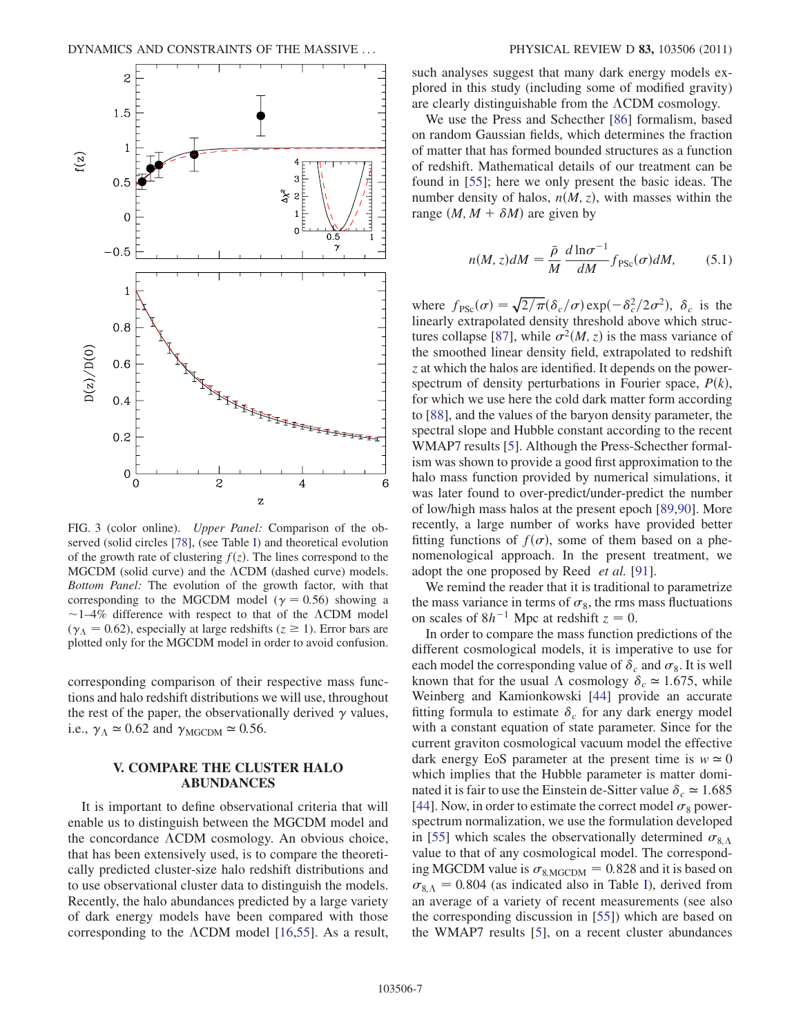FIG. 3 (color online). *Upper Panel:* Comparison of the observed (solid circles [78], (see Table I) and theoretical evolution of the growth rate of clustering $f(z)$. The lines correspond to the MGCDM (solid curve) and the ΛCDM (dashed curve) models. *Bottom Panel:* The evolution of the growth factor, with that corresponding to the MGCDM model ($\gamma = 0.56$) showing a ~1–4% difference with respect to that of the ΛCDM model ($\gamma_\Lambda = 0.62$), especially at large redshifts ($z \geq 1$). Error bars are plotted only for the MGCDM model in order to avoid confusion.

corresponding comparison of their respective mass functions and halo redshift distributions we will use, throughout the rest of the paper, the observationally derived $\gamma$ values, i.e., $\gamma_\Lambda \simeq 0.62$ and $\gamma_{\rm MGCDM} \simeq 0.56$.

## V. COMPARE THE CLUSTER HALO ABUNDANCES

It is important to define observational criteria that will enable us to distinguish between the MGCDM model and the concordance ΛCDM cosmology. An obvious choice, that has been extensively used, is to compare the theoretically predicted cluster-size halo redshift distributions and to use observational cluster data to distinguish the models. Recently, the halo abundances predicted by a large variety of dark energy models have been compared with those corresponding to the ΛCDM model [16,55]. As a result, such analyses suggest that many dark energy models explored in this study (including some of modified gravity) are clearly distinguishable from the ΛCDM cosmology.

We use the Press and Schechter [86] formalism, based on random Gaussian fields, which determines the fraction of matter that has formed bounded structures as a function of redshift. Mathematical details of our treatment can be found in [55]; here we only present the basic ideas. The number density of halos, $n(M, z)$, with masses within the range $(M, M + \delta M)$ are given by

$$n(M, z)dM = \frac{\bar{\rho}}{M}\frac{d\ln\sigma^{-1}}{dM}f_{\rm PSc}(\sigma)dM, \qquad (5.1)$$

where $f_{\rm PSc}(\sigma) = \sqrt{2/\pi}(\delta_c/\sigma)\exp(-\delta_c^2/2\sigma^2)$, $\delta_c$ is the linearly extrapolated density threshold above which structures collapse [87], while $\sigma^2(M, z)$ is the mass variance of the smoothed linear density field, extrapolated to redshift $z$ at which the halos are identified. It depends on the power-spectrum of density perturbations in Fourier space, $P(k)$, for which we use here the cold dark matter form according to [88], and the values of the baryon density parameter, the spectral slope and Hubble constant according to the recent WMAP7 results [5]. Although the Press-Schechter formalism was shown to provide a good first approximation to the halo mass function provided by numerical simulations, it was later found to over-predict/under-predict the number of low/high mass halos at the present epoch [89,90]. More recently, a large number of works have provided better fitting functions of $f(\sigma)$, some of them based on a phenomenological approach. In the present treatment, we adopt the one proposed by Reed *et al.* [91].

We remind the reader that it is traditional to parametrize the mass variance in terms of $\sigma_8$, the rms mass fluctuations on scales of $8h^{-1}$ Mpc at redshift $z = 0$.

In order to compare the mass function predictions of the different cosmological models, it is imperative to use for each model the corresponding value of $\delta_c$ and $\sigma_8$. It is well known that for the usual Λ cosmology $\delta_c \simeq 1.675$, while Weinberg and Kamionkowski [44] provide an accurate fitting formula to estimate $\delta_c$ for any dark energy model with a constant equation of state parameter. Since for the current graviton cosmological vacuum model the effective dark energy EoS parameter at the present time is $w \simeq 0$ which implies that the Hubble parameter is matter dominated it is fair to use the Einstein de-Sitter value $\delta_c \simeq 1.685$ [44]. Now, in order to estimate the correct model $\sigma_8$ power-spectrum normalization, we use the formulation developed in [55] which scales the observationally determined $\sigma_{8,\Lambda}$ value to that of any cosmological model. The corresponding MGCDM value is $\sigma_{8,\rm MGCDM} = 0.828$ and it is based on $\sigma_{8,\Lambda} = 0.804$ (as indicated also in Table I), derived from an average of a variety of recent measurements (see also the corresponding discussion in [55]) which are based on the WMAP7 results [5], on a recent cluster abundances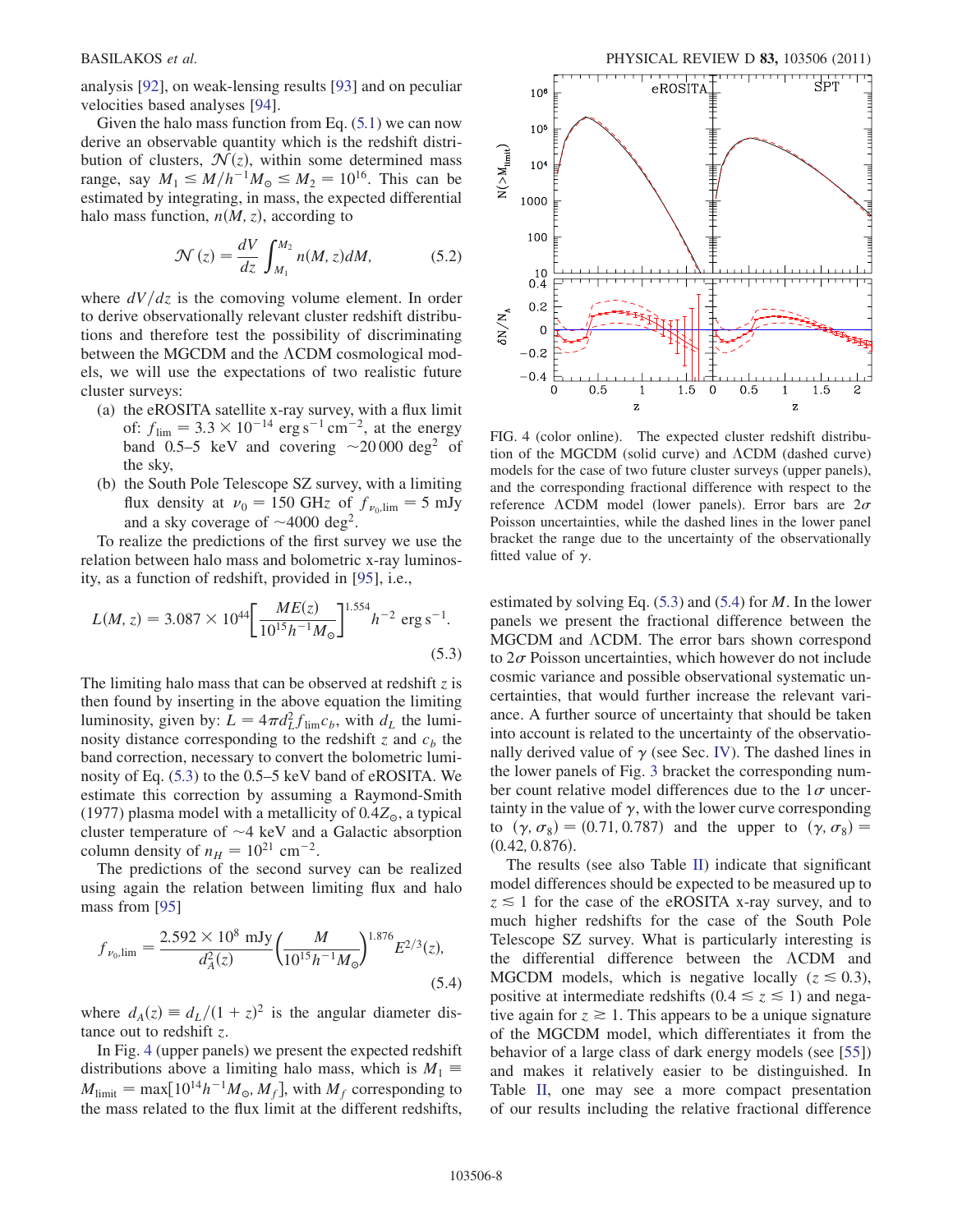analysis [92], on weak-lensing results [93] and on peculiar velocities based analyses [94].

Given the halo mass function from Eq. (5.1) we can now derive an observable quantity which is the redshift distribution of clusters, $\mathcal{N}(z)$, within some determined mass range, say $M_1 \leq M/h^{-1}M_{\odot} \leq M_2 = 10^{16}$. This can be estimated by integrating, in mass, the expected differential halo mass function, $n(M, z)$, according to

$$\mathcal{N}(z) = \frac{dV}{dz}\int_{M_1}^{M_2} n(M, z)dM, \tag{5.2}$$

where $dV/dz$ is the comoving volume element. In order to derive observationally relevant cluster redshift distributions and therefore test the possibility of discriminating between the MGCDM and the ΛCDM cosmological models, we will use the expectations of two realistic future cluster surveys:

(a) the eROSITA satellite x-ray survey, with a flux limit of: $f_{\rm lim} = 3.3 \times 10^{-14}$ erg s$^{-1}$ cm$^{-2}$, at the energy band 0.5–5 keV and covering ~20 000 deg$^2$ of the sky,

(b) the South Pole Telescope SZ survey, with a limiting flux density at $\nu_0 = 150$ GHz of $f_{\nu_0,{\rm lim}} = 5$ mJy and a sky coverage of ~4000 deg$^2$.

To realize the predictions of the first survey we use the relation between halo mass and bolometric x-ray luminosity, as a function of redshift, provided in [95], i.e.,

$$L(M, z) = 3.087 \times 10^{44}\left[\frac{ME(z)}{10^{15}h^{-1}M_{\odot}}\right]^{1.554} h^{-2} \text{ erg s}^{-1}. \tag{5.3}$$

The limiting halo mass that can be observed at redshift $z$ is then found by inserting in the above equation the limiting luminosity, given by: $L = 4\pi d_L^2 f_{\rm lim} c_b$, with $d_L$ the luminosity distance corresponding to the redshift $z$ and $c_b$ the band correction, necessary to convert the bolometric luminosity of Eq. (5.3) to the 0.5–5 keV band of eROSITA. We estimate this correction by assuming a Raymond-Smith (1977) plasma model with a metallicity of $0.4Z_{\odot}$, a typical cluster temperature of ~4 keV and a Galactic absorption column density of $n_H = 10^{21}$ cm$^{-2}$.

The predictions of the second survey can be realized using again the relation between limiting flux and halo mass from [95]

$$f_{\nu_0,{\rm lim}} = \frac{2.592 \times 10^8 \text{ mJy}}{d_A^2(z)}\left(\frac{M}{10^{15}h^{-1}M_{\odot}}\right)^{1.876} E^{2/3}(z), \tag{5.4}$$

where $d_A(z) \equiv d_L/(1+z)^2$ is the angular diameter distance out to redshift $z$.

In Fig. 4 (upper panels) we present the expected redshift distributions above a limiting halo mass, which is $M_1 \equiv M_{\rm limit} = \max[10^{14}h^{-1}M_{\odot}, M_f]$, with $M_f$ corresponding to the mass related to the flux limit at the different redshifts, estimated by solving Eq. (5.3) and (5.4) for $M$. In the lower panels we present the fractional difference between the MGCDM and ΛCDM. The error bars shown correspond to $2\sigma$ Poisson uncertainties, which however do not include cosmic variance and possible observational systematic uncertainties, that would further increase the relevant variance. A further source of uncertainty that should be taken into account is related to the uncertainty of the observationally derived value of $\gamma$ (see Sec. IV). The dashed lines in the lower panels of Fig. 3 bracket the corresponding number count relative model differences due to the $1\sigma$ uncertainty in the value of $\gamma$, with the lower curve corresponding to $(\gamma, \sigma_8) = (0.71, 0.787)$ and the upper to $(\gamma, \sigma_8) = (0.42, 0.876)$.

FIG. 4 (color online). The expected cluster redshift distribution of the MGCDM (solid curve) and ΛCDM (dashed curve) models for the case of two future cluster surveys (upper panels), and the corresponding fractional difference with respect to the reference ΛCDM model (lower panels). Error bars are $2\sigma$ Poisson uncertainties, while the dashed lines in the lower panel bracket the range due to the uncertainty of the observationally fitted value of $\gamma$.

The results (see also Table II) indicate that significant model differences should be expected to be measured up to $z \lesssim 1$ for the case of the eROSITA x-ray survey, and to much higher redshifts for the case of the South Pole Telescope SZ survey. What is particularly interesting is the differential difference between the ΛCDM and MGCDM models, which is negative locally ($z \lesssim 0.3$), positive at intermediate redshifts ($0.4 \lesssim z \lesssim 1$) and negative again for $z \gtrsim 1$. This appears to be a unique signature of the MGCDM model, which differentiates it from the behavior of a large class of dark energy models (see [55]) and makes it relatively easier to be distinguished. In Table II, one may see a more compact presentation of our results including the relative fractional difference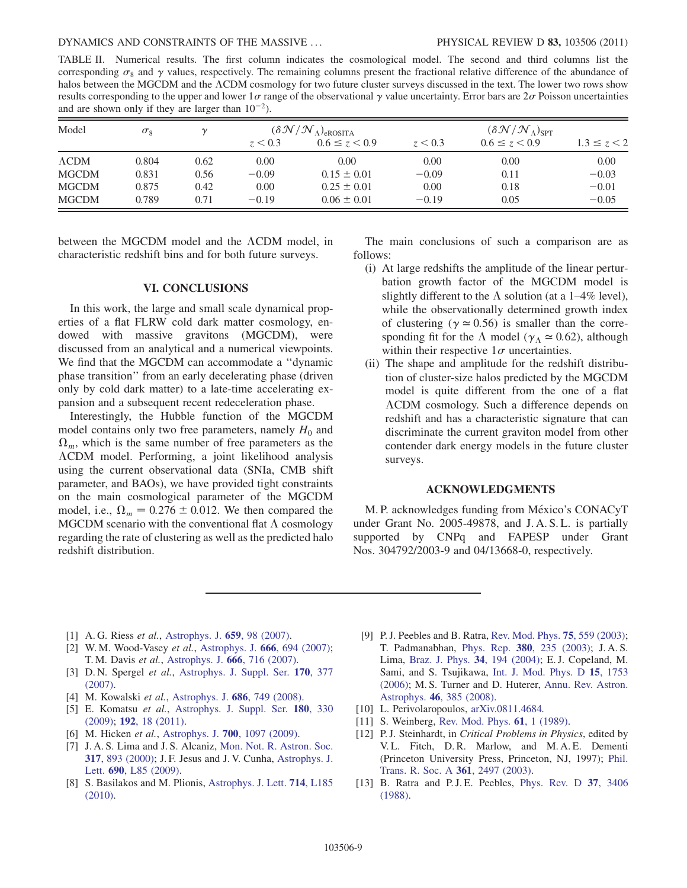TABLE II. Numerical results. The first column indicates the cosmological model. The second and third columns list the corresponding $\sigma_8$ and $\gamma$ values, respectively. The remaining columns present the fractional relative difference of the abundance of halos between the MGCDM and the $\Lambda$CDM cosmology for two future cluster surveys discussed in the text. The lower two rows show results corresponding to the upper and lower $1\sigma$ range of the observational $\gamma$ value uncertainty. Error bars are $2\sigma$ Poisson uncertainties and are shown only if they are larger than $10^{-2}$).

| Model | $\sigma_8$ | $\gamma$ | $(\delta\mathcal{N}/\mathcal{N}_\Lambda)_{\rm eROSITA}$ | | $(\delta\mathcal{N}/\mathcal{N}_\Lambda)_{\rm SPT}$ | | |
|---|---|---|---|---|---|---|---|
| | | | $z < 0.3$ | $0.6 \leq z < 0.9$ | $z < 0.3$ | $0.6 \leq z < 0.9$ | $1.3 \leq z < 2$ |
| $\Lambda$CDM | 0.804 | 0.62 | 0.00 | 0.00 | 0.00 | 0.00 | 0.00 |
| MGCDM | 0.831 | 0.56 | −0.09 | $0.15 \pm 0.01$ | −0.09 | 0.11 | −0.03 |
| MGCDM | 0.875 | 0.42 | 0.00 | $0.25 \pm 0.01$ | 0.00 | 0.18 | −0.01 |
| MGCDM | 0.789 | 0.71 | −0.19 | $0.06 \pm 0.01$ | −0.19 | 0.05 | −0.05 |

between the MGCDM model and the $\Lambda$CDM model, in characteristic redshift bins and for both future surveys.

## VI. CONCLUSIONS

In this work, the large and small scale dynamical properties of a flat FLRW cold dark matter cosmology, endowed with massive gravitons (MGCDM), were discussed from an analytical and a numerical viewpoints. We find that the MGCDM can accommodate a "dynamic phase transition" from an early decelerating phase (driven only by cold dark matter) to a late-time accelerating expansion and a subsequent recent redeceleration phase.

Interestingly, the Hubble function of the MGCDM model contains only two free parameters, namely $H_0$ and $\Omega_m$, which is the same number of free parameters as the $\Lambda$CDM model. Performing, a joint likelihood analysis using the current observational data (SNIa, CMB shift parameter, and BAOs), we have provided tight constraints on the main cosmological parameter of the MGCDM model, i.e., $\Omega_m = 0.276 \pm 0.012$. We then compared the MGCDM scenario with the conventional flat $\Lambda$ cosmology regarding the rate of clustering as well as the predicted halo redshift distribution.

The main conclusions of such a comparison are as follows:

(i) At large redshifts the amplitude of the linear perturbation growth factor of the MGCDM model is slightly different to the $\Lambda$ solution (at a 1–4% level), while the observationally determined growth index of clustering ($\gamma \simeq 0.56$) is smaller than the corresponding fit for the $\Lambda$ model ($\gamma_\Lambda \simeq 0.62$), although within their respective $1\sigma$ uncertainties.

(ii) The shape and amplitude for the redshift distribution of cluster-size halos predicted by the MGCDM model is quite different from the one of a flat $\Lambda$CDM cosmology. Such a difference depends on redshift and has a characteristic signature that can discriminate the current graviton model from other contender dark energy models in the future cluster surveys.

## ACKNOWLEDGMENTS

M. P. acknowledges funding from México's CONACyT under Grant No. 2005-49878, and J. A. S. L. is partially supported by CNPq and FAPESP under Grant Nos. 304792/2003-9 and 04/13668-0, respectively.

---

[1] A. G. Riess *et al.*, Astrophys. J. **659**, 98 (2007).
[2] W. M. Wood-Vasey *et al.*, Astrophys. J. **666**, 694 (2007); T. M. Davis *et al.*, Astrophys. J. **666**, 716 (2007).
[3] D. N. Spergel *et al.*, Astrophys. J. Suppl. Ser. **170**, 377 (2007).
[4] M. Kowalski *et al.*, Astrophys. J. **686**, 749 (2008).
[5] E. Komatsu *et al.*, Astrophys. J. Suppl. Ser. **180**, 330 (2009); **192**, 18 (2011).
[6] M. Hicken *et al.*, Astrophys. J. **700**, 1097 (2009).
[7] J. A. S. Lima and J. S. Alcaniz, Mon. Not. R. Astron. Soc. **317**, 893 (2000); J. F. Jesus and J. V. Cunha, Astrophys. J. Lett. **690**, L85 (2009).
[8] S. Basilakos and M. Plionis, Astrophys. J. Lett. **714**, L185 (2010).
[9] P. J. Peebles and B. Ratra, Rev. Mod. Phys. **75**, 559 (2003); T. Padmanabhan, Phys. Rep. **380**, 235 (2003); J. A. S. Lima, Braz. J. Phys. **34**, 194 (2004); E. J. Copeland, M. Sami, and S. Tsujikawa, Int. J. Mod. Phys. D **15**, 1753 (2006); M. S. Turner and D. Huterer, Annu. Rev. Astron. Astrophys. **46**, 385 (2008).
[10] L. Perivolaropoulos, arXiv.0811.4684.
[11] S. Weinberg, Rev. Mod. Phys. **61**, 1 (1989).
[12] P. J. Steinhardt, in *Critical Problems in Physics*, edited by V. L. Fitch, D. R. Marlow, and M. A. E. Dementi (Princeton University Press, Princeton, NJ, 1997); Phil. Trans. R. Soc. A **361**, 2497 (2003).
[13] B. Ratra and P. J. E. Peebles, Phys. Rev. D **37**, 3406 (1988).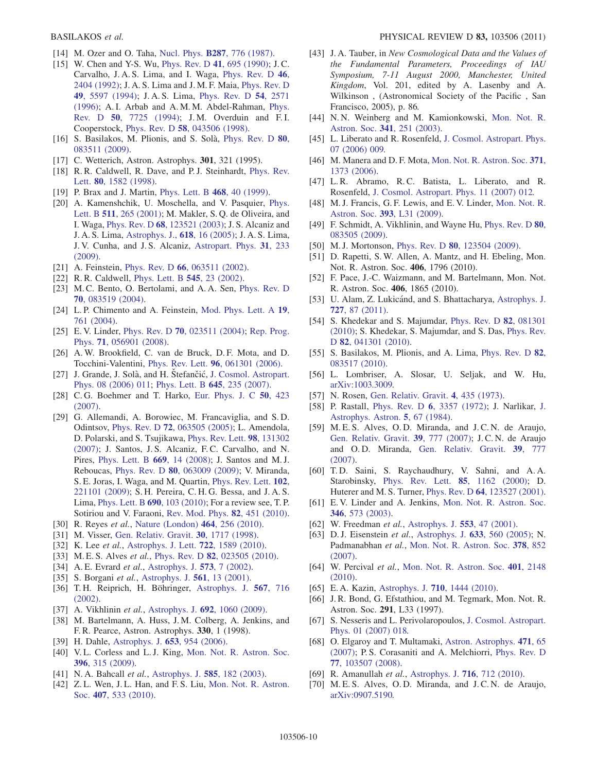[14] M. Ozer and O. Taha, Nucl. Phys. **B287**, 776 (1987).

[15] W. Chen and Y-S. Wu, Phys. Rev. D **41**, 695 (1990); J. C. Carvalho, J. A. S. Lima, and I. Waga, Phys. Rev. D **46**, 2404 (1992); J. A. S. Lima and J. M. F. Maia, Phys. Rev. D **49**, 5597 (1994); J. A. S. Lima, Phys. Rev. D **54**, 2571 (1996); A. I. Arbab and A. M. M. Abdel-Rahman, Phys. Rev. D **50**, 7725 (1994); J. M. Overduin and F. I. Cooperstock, Phys. Rev. D **58**, 043506 (1998).

[16] S. Basilakos, M. Plionis, and S. Solà, Phys. Rev. D **80**, 083511 (2009).

[17] C. Wetterich, Astron. Astrophys. **301**, 321 (1995).

[18] R. R. Caldwell, R. Dave, and P. J. Steinhardt, Phys. Rev. Lett. **80**, 1582 (1998).

[19] P. Brax and J. Martin, Phys. Lett. B **468**, 40 (1999).

[20] A. Kamenshchik, U. Moschella, and V. Pasquier, Phys. Lett. B **511**, 265 (2001); M. Makler, S. Q. de Oliveira, and I. Waga, Phys. Rev. D **68**, 123521 (2003); J. S. Alcaniz and J. A. S. Lima, Astrophys. J., **618**, 16 (2005); J. A. S. Lima, J. V. Cunha, and J. S. Alcaniz, Astropart. Phys. **31**, 233 (2009).

[21] A. Feinstein, Phys. Rev. D **66**, 063511 (2002).

[22] R. R. Caldwell, Phys. Lett. B **545**, 23 (2002).

[23] M. C. Bento, O. Bertolami, and A. A. Sen, Phys. Rev. D **70**, 083519 (2004).

[24] L. P. Chimento and A. Feinstein, Mod. Phys. Lett. A **19**, 761 (2004).

[25] E. V. Linder, Phys. Rev. D **70**, 023511 (2004); Rep. Prog. Phys. **71**, 056901 (2008).

[26] A. W. Brookfield, C. van de Bruck, D. F. Mota, and D. Tocchini-Valentini, Phys. Rev. Lett. **96**, 061301 (2006).

[27] J. Grande, J. Solà, and H. Štefančić, J. Cosmol. Astropart. Phys. 08 (2006) 011; Phys. Lett. B **645**, 235 (2007).

[28] C. G. Boehmer and T. Harko, Eur. Phys. J. C **50**, 423 (2007).

[29] G. Allemandi, A. Borowiec, M. Francaviglia, and S. D. Odintsov, Phys. Rev. D **72**, 063505 (2005); L. Amendola, D. Polarski, and S. Tsujikawa, Phys. Rev. Lett. **98**, 131302 (2007); J. Santos, J. S. Alcaniz, F. C. Carvalho, and N. Pires, Phys. Lett. B **669**, 14 (2008); J. Santos and M. J. Reboucas, Phys. Rev. D **80**, 063009 (2009); V. Miranda, S. E. Joras, I. Waga, and M. Quartin, Phys. Rev. Lett. **102**, 221101 (2009); S. H. Pereira, C. H. G. Bessa, and J. A. S. Lima, Phys. Lett. B **690**, 103 (2010); For a review see, T. P. Sotiriou and V. Faraoni, Rev. Mod. Phys. **82**, 451 (2010).

[30] R. Reyes *et al.*, Nature (London) **464**, 256 (2010).

[31] M. Visser, Gen. Relativ. Gravit. **30**, 1717 (1998).

[32] K. Lee *et al.*, Astrophys. J. Lett. **722**, 1589 (2010).

[33] M. E. S. Alves *et al.*, Phys. Rev. D **82**, 023505 (2010).

[34] A. E. Evrard *et al.*, Astrophys. J. **573**, 7 (2002).

[35] S. Borgani *et al.*, Astrophys. J. **561**, 13 (2001).

[36] T. H. Reiprich, H. Böhringer, Astrophys. J. **567**, 716 (2002).

[37] A. Vikhlinin *et al.*, Astrophys. J. **692**, 1060 (2009).

[38] M. Bartelmann, A. Huss, J. M. Colberg, A. Jenkins, and F. R. Pearce, Astron. Astrophys. **330**, 1 (1998).

[39] H. Dahle, Astrophys. J. **653**, 954 (2006).

[40] V. L. Corless and L. J. King, Mon. Not. R. Astron. Soc. **396**, 315 (2009).

[41] N. A. Bahcall *et al.*, Astrophys. J. **585**, 182 (2003).

[42] Z. L. Wen, J. L. Han, and F. S. Liu, Mon. Not. R. Astron. Soc. **407**, 533 (2010).

[43] J. A. Tauber, in *New Cosmological Data and the Values of the Fundamental Parameters, Proceedings of IAU Symposium, 7-11 August 2000, Manchester, United Kingdom*, Vol. 201, edited by A. Lasenby and A. Wilkinson , (Astronomical Society of the Pacific , San Francisco, 2005), p. 86.

[44] N. N. Weinberg and M. Kamionkowski, Mon. Not. R. Astron. Soc. **341**, 251 (2003).

[45] L. Liberato and R. Rosenfeld, J. Cosmol. Astropart. Phys. 07 (2006) 009.

[46] M. Manera and D. F. Mota, Mon. Not. R. Astron. Soc. **371**, 1373 (2006).

[47] L. R. Abramo, R. C. Batista, L. Liberato, and R. Rosenfeld, J. Cosmol. Astropart. Phys. 11 (2007) 012.

[48] M. J. Francis, G. F. Lewis, and E. V. Linder, Mon. Not. R. Astron. Soc. **393**, L31 (2009).

[49] F. Schmidt, A. Vikhlinin, and Wayne Hu, Phys. Rev. D **80**, 083505 (2009).

[50] M. J. Mortonson, Phys. Rev. D **80**, 123504 (2009).

[51] D. Rapetti, S. W. Allen, A. Mantz, and H. Ebeling, Mon. Not. R. Astron. Soc. **406**, 1796 (2010).

[52] F. Pace, J.-C. Waizmann, and M. Bartelmann, Mon. Not. R. Astron. Soc. **406**, 1865 (2010).

[53] U. Alam, Z. Lukicánd, and S. Bhattacharya, Astrophys. J. **727**, 87 (2011).

[54] S. Khedekar and S. Majumdar, Phys. Rev. D **82**, 081301 (2010); S. Khedekar, S. Majumdar, and S. Das, Phys. Rev. D **82**, 041301 (2010).

[55] S. Basilakos, M. Plionis, and A. Lima, Phys. Rev. D **82**, 083517 (2010).

[56] L. Lombriser, A. Slosar, U. Seljak, and W. Hu, arXiv:1003.3009.

[57] N. Rosen, Gen. Relativ. Gravit. **4**, 435 (1973).

[58] P. Rastall, Phys. Rev. D **6**, 3357 (1972); J. Narlikar, J. Astrophys. Astron. **5**, 67 (1984).

[59] M. E. S. Alves, O. D. Miranda, and J. C. N. de Araujo, Gen. Relativ. Gravit. **39**, 777 (2007); J. C. N. de Araujo and O. D. Miranda, Gen. Relativ. Gravit. **39**, 777 (2007).

[60] T. D. Saini, S. Raychaudhury, V. Sahni, and A. A. Starobinsky, Phys. Rev. Lett. **85**, 1162 (2000); D. Huterer and M. S. Turner, Phys. Rev. D **64**, 123527 (2001).

[61] E. V. Linder and A. Jenkins, Mon. Not. R. Astron. Soc. **346**, 573 (2003).

[62] W. Freedman *et al.*, Astrophys. J. **553**, 47 (2001).

[63] D. J. Eisenstein *et al.*, Astrophys. J. **633**, 560 (2005); N. Padmanabhan *et al.*, Mon. Not. R. Astron. Soc. **378**, 852 (2007).

[64] W. Percival *et al.*, Mon. Not. R. Astron. Soc. **401**, 2148 (2010).

[65] E. A. Kazin, Astrophys. J. **710**, 1444 (2010).

[66] J. R. Bond, G. Efstathiou, and M. Tegmark, Mon. Not. R. Astron. Soc. **291**, L33 (1997).

[67] S. Nesseris and L. Perivolaropoulos, J. Cosmol. Astropart. Phys. 01 (2007) 018.

[68] O. Elgaroy and T. Multamaki, Astron. Astrophys. **471**, 65 (2007); P. S. Corasaniti and A. Melchiorri, Phys. Rev. D **77**, 103507 (2008).

[69] R. Amanullah *et al.*, Astrophys. J. **716**, 712 (2010).

[70] M. E. S. Alves, O. D. Miranda, and J. C. N. de Araujo, arXiv:0907.5190.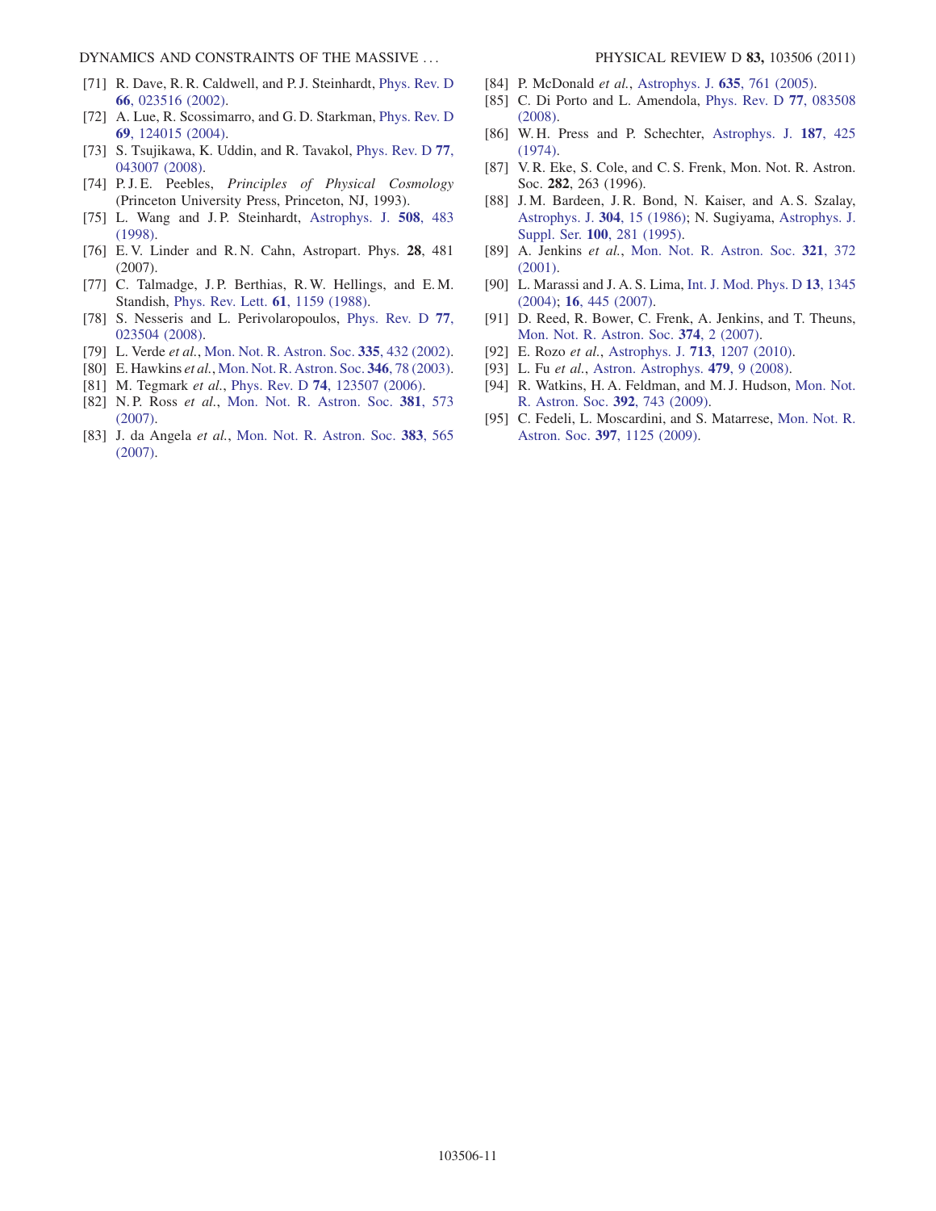[71] R. Dave, R. R. Caldwell, and P. J. Steinhardt, Phys. Rev. D **66**, 023516 (2002).

[72] A. Lue, R. Scossimarro, and G. D. Starkman, Phys. Rev. D **69**, 124015 (2004).

[73] S. Tsujikawa, K. Uddin, and R. Tavakol, Phys. Rev. D **77**, 043007 (2008).

[74] P. J. E. Peebles, *Principles of Physical Cosmology* (Princeton University Press, Princeton, NJ, 1993).

[75] L. Wang and J. P. Steinhardt, Astrophys. J. **508**, 483 (1998).

[76] E. V. Linder and R. N. Cahn, Astropart. Phys. **28**, 481 (2007).

[77] C. Talmadge, J. P. Berthias, R. W. Hellings, and E. M. Standish, Phys. Rev. Lett. **61**, 1159 (1988).

[78] S. Nesseris and L. Perivolaropoulos, Phys. Rev. D **77**, 023504 (2008).

[79] L. Verde *et al.*, Mon. Not. R. Astron. Soc. **335**, 432 (2002).

[80] E. Hawkins *et al.*, Mon. Not. R. Astron. Soc. **346**, 78 (2003).

[81] M. Tegmark *et al.*, Phys. Rev. D **74**, 123507 (2006).

[82] N. P. Ross *et al.*, Mon. Not. R. Astron. Soc. **381**, 573 (2007).

[83] J. da Angela *et al.*, Mon. Not. R. Astron. Soc. **383**, 565 (2007).

[84] P. McDonald *et al.*, Astrophys. J. **635**, 761 (2005).

[85] C. Di Porto and L. Amendola, Phys. Rev. D **77**, 083508 (2008).

[86] W. H. Press and P. Schechter, Astrophys. J. **187**, 425 (1974).

[87] V. R. Eke, S. Cole, and C. S. Frenk, Mon. Not. R. Astron. Soc. **282**, 263 (1996).

[88] J. M. Bardeen, J. R. Bond, N. Kaiser, and A. S. Szalay, Astrophys. J. **304**, 15 (1986); N. Sugiyama, Astrophys. J. Suppl. Ser. **100**, 281 (1995).

[89] A. Jenkins *et al.*, Mon. Not. R. Astron. Soc. **321**, 372 (2001).

[90] L. Marassi and J. A. S. Lima, Int. J. Mod. Phys. D **13**, 1345 (2004); **16**, 445 (2007).

[91] D. Reed, R. Bower, C. Frenk, A. Jenkins, and T. Theuns, Mon. Not. R. Astron. Soc. **374**, 2 (2007).

[92] E. Rozo *et al.*, Astrophys. J. **713**, 1207 (2010).

[93] L. Fu *et al.*, Astron. Astrophys. **479**, 9 (2008).

[94] R. Watkins, H. A. Feldman, and M. J. Hudson, Mon. Not. R. Astron. Soc. **392**, 743 (2009).

[95] C. Fedeli, L. Moscardini, and S. Matarrese, Mon. Not. R. Astron. Soc. **397**, 1125 (2009).